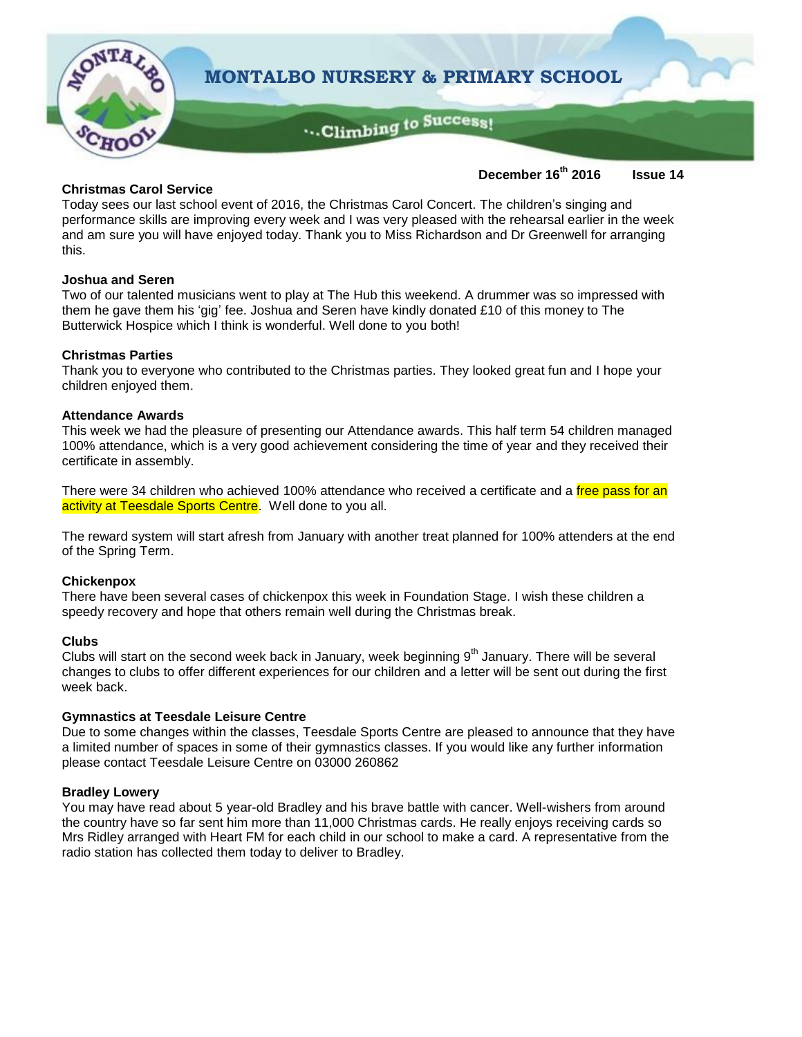# MONTALBO NURSERY & PRIMARY SCHOOL

…Climbing to Success!

**December 16th 2016 Issue 14**

**Christmas Carol Service**

Today sees our last school event of 2016, the Christmas Carol Concert. The children's singing and performance skills are improving every week and I was very pleased with the rehearsal earlier in the week and am sure you will have enjoyed today. Thank you to Miss Richardson and Dr Greenwell for arranging this.

**Joshua and Seren**

Two of our talented musicians went to play at The Hub this weekend. A drummer was so impressed with them he gave them his 'gig' fee. Joshua and Seren have kindly donated £10 of this money to The Butterwick Hospice which I think is wonderful. Well done to you both!

**Christmas Parties**

Thank you to everyone who contributed to the Christmas parties. They looked great fun and I hope your children enjoyed them.

**Attendance Awards**

This week we had the pleasure of presenting our Attendance awards. This half term 54 children managed 100% attendance, which is a very good achievement considering the time of year and they received their certificate in assembly.

There were 34 children who achieved 100% attendance who received a certificate and a free pass for an activity at Teesdale Sports Centre. Well done to you all.

The reward system will start afresh from January with another treat planned for 100% attenders at the end of the Spring Term.

**Chickenpox**

There have been several cases of chickenpox this week in Foundation Stage. I wish these children a speedy recovery and hope that others remain well during the Christmas break.

**Clubs**

Clubs will start on the second week back in January, week beginning 9th January. There will be several changes to clubs to offer different experiences for our children and a letter will be sent out during the first week back.

**Gymnastics at Teesdale Leisure Centre**

Due to some changes within the classes, Teesdale Sports Centre are pleased to announce that they have a limited number of spaces in some of their gymnastics classes. If you would like any further information please contact Teesdale Leisure Centre on 03000 260862

**Bradley Lowery**

You may have read about 5 year-old Bradley and his brave battle with cancer. Well-wishers from around the country have so far sent him more than 11,000 Christmas cards. He really enjoys receiving cards so Mrs Ridley arranged with Heart FM for each child in our school to make a card. A representative from the radio station has collected them today to deliver to Bradley.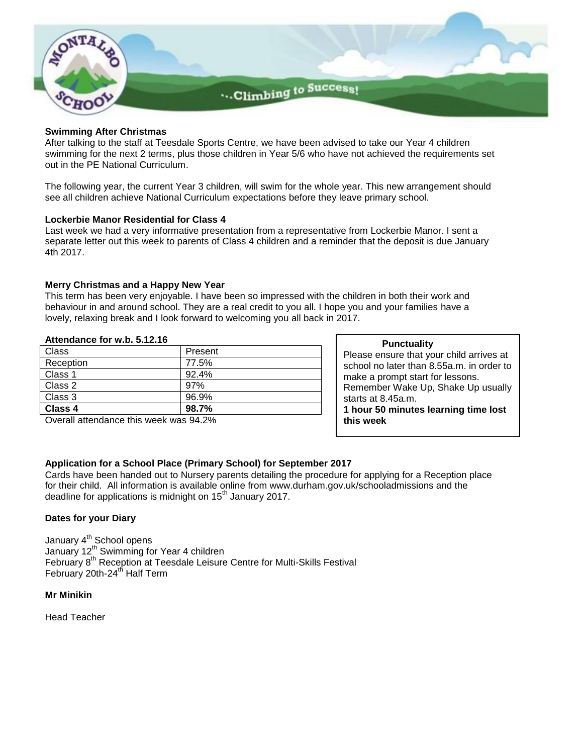### Swimming After Christmas

After talking to the staff at Teesdale Sports Centre, we have been advised to take our Year 4 children swimming for the next 2 terms, plus those children in Year 5/6 who have not achieved the requirements set out in the PE National Curriculum.

The following year, the current Year 3 children, will swim for the whole year. This new arrangement should see all children achieve National Curriculum expectations before they leave primary school.

### Lockerbie Manor Residential for Class 4

Last week we had a very informative presentation from a representative from Lockerbie Manor. I sent a separate letter out this week to parents of Class 4 children and a reminder that the deposit is due January 4th 2017.

### Merry Christmas and a Happy New Year

This term has been very enjoyable. I have been so impressed with the children in both their work and behaviour in and around school. They are a real credit to you all. I hope you and your families have a lovely, relaxing break and I look forward to welcoming you all back in 2017.

### Attendance for w.b. 5.12.16

| Class | Present |
|---|---|
| Reception | 77.5% |
| Class 1 | 92.4% |
| Class 2 | 97% |
| Class 3 | 96.9% |
| **Class 4** | **98.7%** |

Overall attendance this week was 94.2%

**Punctuality**

Please ensure that your child arrives at school no later than 8.55a.m. in order to make a prompt start for lessons. Remember Wake Up, Shake Up usually starts at 8.45a.m.

**1 hour 50 minutes learning time lost this week**

### Application for a School Place (Primary School) for September 2017

Cards have been handed out to Nursery parents detailing the procedure for applying for a Reception place for their child. All information is available online from www.durham.gov.uk/schooladmissions and the deadline for applications is midnight on 15th January 2017.

### Dates for your Diary

January 4th School opens
January 12th Swimming for Year 4 children
February 8th Reception at Teesdale Leisure Centre for Multi-Skills Festival
February 20th-24th Half Term

**Mr Minikin**

Head Teacher